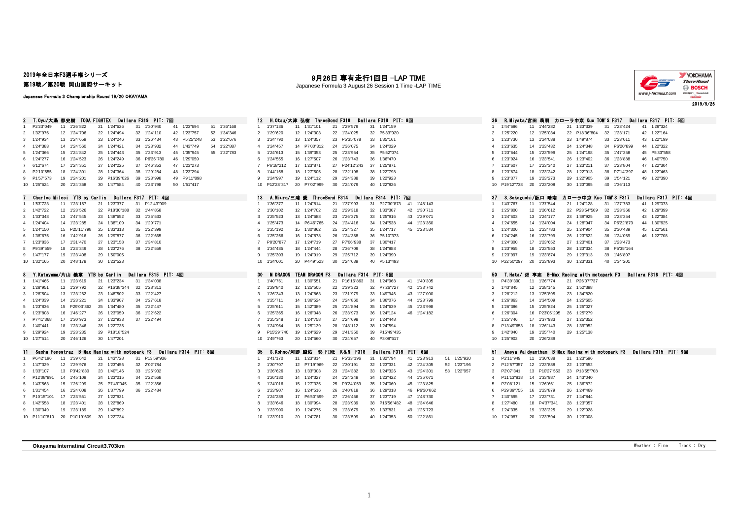# 2019年全日本F3選手権シリーズ

## 第19戦／第20戦 岡山国際サーキット

Japanese Formula 3 Championship Round 19/20 OKAYAMA

# 9月26日 専有走行1回目 -LAP TIME

Japanese Formula 3 August 26 Session 1 Time -LAP TIME

2019/9/26

### 2 T.Oyu/大湯 都史樹 TODA FIGHTEX Dallara F319 PIT: 7回

| Lap | Time | Lap | Time | Lap | Time | Lap | Time | Lap | Time | Lap | Time |
|---|---|---|---|---|---|---|---|---|---|---|---|
| 1 | P2'23"049 | 11 | 1'26"822 | 21 | 1'24"626 | 31 | 1'30"940 | 41 | 1'23"694 | 51 | 1'36"168 |
| 2 | 1'32"976 | 12 | 1'24"706 | 22 | 1'24"494 | 32 | 1'24"110 | 42 | 1'23"757 | 52 | 1'34"346 |
| 3 | 1'24"934 | 13 | 1'24"659 | 23 | 1'24"246 | 33 | 1'26"434 | 43 | P5'25"248 | 53 | 1'22"676 |
| 4 | 1'24"383 | 14 | 1'24"560 | 24 | 1'24"421 | 34 | 1'23"932 | 44 | 1'43"749 | 54 | 1'22"887 |
| 5 | 1'24"366 | 15 | 1'24"842 | 25 | 1'24"443 | 35 | 1'23"913 | 45 | 1'35"945 | 55 | 1'22"783 |
| 6 | 1'24"277 | 16 | 1'24"523 | 26 | 1'24"249 | 36 | P6'36"780 | 46 | 1'29"059 | | |
| 7 | 6'12"674 | 17 | 1'24"351 | 27 | 1'24"225 | 37 | 1'46"353 | 47 | 1'23"273 | | |
| 8 | P2'10"555 | 18 | 1'24"301 | 28 | 1'24"364 | 38 | 1'26"284 | 48 | 1'23"294 | | |
| 9 | P1'57"573 | 19 | 1'24"201 | 29 | P16'39"026 | 39 | 1'23"998 | 49 | P9'11"898 | | |
| 10 | 1'25"624 | 20 | 1'24"368 | 30 | 1'47"584 | 40 | 1'23"798 | 50 | 1'51"417 | | |

### 7 Charles Milesi YTB by Carlin Dallara F317 PIT: 4回

| Lap | Time | Lap | Time | Lap | Time | Lap | Time |
|---|---|---|---|---|---|---|---|
| 1 | 1'53"723 | 11 | 1'23"157 | 21 | 1'23"377 | 31 | P12'43"909 |
| 2 | 1'42"722 | 12 | 1'23"526 | 22 | P18'30"188 | 32 | 1'44"858 |
| 3 | 1'33"348 | 13 | 1'47"545 | 23 | 1'48"652 | 33 | 1'35"533 |
| 4 | 1'24"404 | 14 | 1'23"285 | 24 | 1'38"109 | 34 | 1'29"771 |
| 5 | 1'24"150 | 15 | P25'11"798 | 25 | 1'33"313 | 35 | 1'22"399 |
| 6 | 1'38"675 | 16 | 1'42"916 | 26 | 1'29"877 | 36 | 1'22"665 |
| 7 | 1'23"836 | 17 | 1'31"470 | 27 | 1'23"158 | 37 | 1'34"810 |
| 8 | P9'39"559 | 18 | 1'23"349 | 28 | 1'23"276 | 38 | 1'22"559 |
| 9 | 1'47"177 | 19 | 1'23"408 | 29 | 1'50"005 | | |
| 10 | 1'32"165 | 20 | 1'48"178 | 30 | 1'23"523 | | |

### 8 Y.Katayama/片山 義章 YTB by Carlin Dallara F315 PIT: 4回

| Lap | Time | Lap | Time | Lap | Time | Lap | Time |
|---|---|---|---|---|---|---|---|
| 1 | 1'41"465 | 11 | 1'23"619 | 21 | 1'23"234 | 31 | 1'34"038 |
| 2 | 1'28"951 | 12 | 1'29"792 | 22 | P16'38"344 | 32 | 1'28"311 |
| 3 | 1'28"504 | 13 | 1'23"262 | 23 | 1'48"502 | 33 | 1'22"427 |
| 4 | 1'24"039 | 14 | 1'23"221 | 24 | 1'33"907 | 34 | 1'27"618 |
| 5 | 1'23"836 | 15 | P29'03"362 | 25 | 1'34"480 | 35 | 1'22"447 |
| 6 | 1'23"808 | 16 | 1'46"277 | 26 | 1'23"059 | 36 | 1'22"622 |
| 7 | P7'41"368 | 17 | 1'30"973 | 27 | 1'22"933 | 37 | 1'22"494 |
| 8 | 1'40"441 | 18 | 1'23"346 | 28 | 1'22"735 | | |
| 9 | 1'29"924 | 19 | 1'23"235 | 29 | P18'18"524 | | |
| 10 | 1'27"514 | 20 | 1'46"126 | 30 | 1'47"201 | | |

### 11 Sacha Fenestraz B-Max Racing with motopark F3 Dallara F314 PIT: 8回

| Lap | Time | Lap | Time | Lap | Time | Lap | Time |
|---|---|---|---|---|---|---|---|
| 1 | P6'42"196 | 11 | 1'29"642 | 21 | 1'43"728 | 31 | P13'59"936 |
| 2 | 1'47"329 | 12 | 1'29"976 | 22 | 1'23"456 | 32 | 2'02"784 |
| 3 | 1'33"107 | 13 | P3'42"830 | 23 | 1'40"146 | 33 | 1'26"932 |
| 4 | P12'08"891 | 14 | 1'45"109 | 24 | 1'23"015 | 34 | 1'22"568 |
| 5 | 1'43"563 | 15 | 1'26"299 | 25 | P7'49"045 | 35 | 1'22"356 |
| 6 | 1'31"454 | 16 | 1'24"008 | 26 | 1'37"799 | 36 | 1'22"484 |
| 7 | P10'15"101 | 17 | 1'23"551 | 27 | 1'22"931 | | |
| 8 | 1'42"558 | 18 | 1'23"401 | 28 | 1'22"869 | | |
| 9 | 1'30"349 | 19 | 1'23"189 | 29 | 1'42"892 | | |
| 10 | P11'10"810 | 20 | P10'19"609 | 30 | 1'22"734 | | |

### 12 H.Otsu/大津 弘樹 ThreeBond F318 Dallara F318 PIT: 8回

| Lap | Time | Lap | Time | Lap | Time | Lap | Time |
|---|---|---|---|---|---|---|---|
| 1 | 1'37"136 | 11 | 1'31"101 | 21 | 1'29"579 | 31 | 1'24"159 |
| 2 | 1'29"620 | 12 | 1'24"303 | 22 | 1'24"025 | 32 | P5'33"920 |
| 3 | 1'24"790 | 13 | 1'24"357 | 23 | P5'35"078 | 33 | 1'35"161 |
| 4 | 1'24"457 | 14 | P7'00"312 | 24 | 1'36"075 | 34 | 1'24"029 |
| 5 | 1'24"613 | 15 | 1'39"353 | 25 | 1'23"954 | 35 | P5'52"074 |
| 6 | 1'24"555 | 16 | 1'27"507 | 26 | 1'23"743 | 36 | 1'36"470 |
| 7 | P6'18"212 | 17 | 1'23"871 | 27 | P24'12"243 | 37 | 1'25"871 |
| 8 | 1'44"158 | 18 | 1'27"505 | 28 | 1'32"198 | 38 | 1'22"798 |
| 9 | 1'24"997 | 19 | 1'24"112 | 29 | 1'24"388 | 39 | 1'22"923 |
| 10 | P12'28"317 | 20 | P7'02"999 | 30 | 1'24"079 | 40 | 1'22"826 |

### 13 A.Miura/三浦 愛 ThreeBond F314 Dallara F314 PIT: 7回

| Lap | Time | Lap | Time | Lap | Time | Lap | Time | Lap | Time |
|---|---|---|---|---|---|---|---|---|---|
| 1 | 1'36"377 | 11 | 1'24"814 | 21 | 1'37"993 | 31 | P27'30"873 | 41 | 1'48"143 |
| 2 | 1'30"102 | 12 | 1'24"702 | 22 | 1'29"318 | 32 | 1'33"307 | 42 | 1'30"711 |
| 3 | 1'25"523 | 13 | 1'24"688 | 23 | 1'26"375 | 33 | 1'25"916 | 43 | 1'29"071 |
| 4 | 1'25"473 | 14 | P6'46"765 | 24 | 1'24"416 | 34 | 1'24"538 | 44 | 1'23"360 |
| 5 | 1'25"192 | 15 | 1'30"862 | 25 | 1'24"327 | 35 | 1'24"717 | 45 | 1'23"534 |
| 6 | 1'25"256 | 16 | 1'24"878 | 26 | 1'24"358 | 36 | P5'10"373 | | |
| 7 | P8'20"877 | 17 | 1'24"719 | 27 | P7'06"938 | 37 | 1'30"417 | | |
| 8 | 1'34"485 | 18 | 1'24"444 | 28 | 1'36"709 | 38 | 1'24"888 | | |
| 9 | 1'25"303 | 19 | 1'24"919 | 29 | 1'25"712 | 39 | 1'24"390 | | |
| 10 | 1'24"601 | 20 | P4'49"523 | 30 | 1'24"639 | 40 | P5'13"493 | | |

### 30 M DRAGON TEAM DRAGON F3 Dallara F314 PIT: 5回

| Lap | Time | Lap | Time | Lap | Time | Lap | Time | Lap | Time |
|---|---|---|---|---|---|---|---|---|---|
| 1 | 1'40"761 | 11 | 1'30"551 | 21 | P16'16"863 | 31 | 1'24"968 | 41 | 1'40"305 |
| 2 | 1'29"840 | 12 | 1'25"505 | 22 | 1'39"323 | 32 | P7'26"727 | 42 | 1'33"742 |
| 3 | 1'26"343 | 13 | 1'24"863 | 23 | 1'31"979 | 33 | 1'49"946 | 43 | 1'27"000 |
| 4 | 1'25"711 | 14 | 1'36"524 | 24 | 1'24"860 | 34 | 1'36"076 | 44 | 1'23"799 |
| 5 | 1'25"611 | 15 | 1'42"389 | 25 | 1'24"894 | 35 | 1'24"639 | 45 | 1'23"998 |
| 6 | 1'25"365 | 16 | 1'26"048 | 26 | 1'33"973 | 36 | 1'24"124 | 46 | 1'24"182 |
| 7 | 1'25"348 | 17 | 1'24"758 | 27 | 1'24"698 | 37 | 1'24"448 | | |
| 8 | 1'24"964 | 18 | 1'25"139 | 28 | 1'48"112 | 38 | 1'24"594 | | |
| 9 | P15'29"740 | 19 | 1'24"629 | 29 | 1'41"350 | 39 | P15'49"435 | | |
| 10 | 1'49"763 | 20 | 1'24"660 | 30 | 1'24"657 | 40 | P3'08"617 | | |

### 35 S.Kohno/河野 駿佑 RS FINE K&N F318 Dallara F318 PIT: 6回

| Lap | Time | Lap | Time | Lap | Time | Lap | Time | Lap | Time | Lap | Time |
|---|---|---|---|---|---|---|---|---|---|---|---|
| 1 | 1'41"170 | 11 | 1'23"814 | 21 | P5'33"196 | 31 | 1'32"794 | 41 | 1'23"913 | 51 | 1'25"920 |
| 2 | 1'30"707 | 12 | P7'19"969 | 22 | 1'30"191 | 32 | 1'23"331 | 42 | 1'24"305 | 52 | 1'23"196 |
| 3 | 1'26"626 | 13 | 1'33"303 | 23 | 1'24"382 | 33 | 1'24"326 | 43 | 1'24"301 | 53 | 1'22"957 |
| 4 | 1'26"180 | 14 | 1'24"327 | 24 | 1'24"248 | 34 | 1'23"422 | 44 | 1'35"071 | | |
| 5 | 1'24"016 | 15 | 1'27"335 | 25 | P9'24"059 | 35 | 1'24"060 | 45 | 1'23"825 | | |
| 6 | 1'23"907 | 16 | 1'24"516 | 26 | 1'40"818 | 36 | 1'29"018 | 46 | P6'30"862 | | |
| 7 | 1'24"289 | 17 | P6'50"599 | 27 | 1'26"466 | 37 | 1'23"719 | 47 | 1'48"730 | | |
| 8 | 1'33"646 | 18 | 1'30"994 | 28 | 1'23"939 | 38 | P16'56"482 | 48 | 1'34"646 | | |
| 9 | 1'23"900 | 19 | 1'24"275 | 29 | 1'23"679 | 39 | 1'33"831 | 49 | 1'25"723 | | |
| 10 | 1'23"910 | 20 | 1'24"781 | 30 | 1'23"599 | 40 | 1'24"353 | 50 | 1'22"861 | | |

### 36 R.Miyata/宮田 莉朋 カローラ中京 Kuo TOM'S F317 Dallara F317 PIT: 5回

| Lap | Time | Lap | Time | Lap | Time | Lap | Time | Lap | Time |
|---|---|---|---|---|---|---|---|---|---|
| 1 | 1'44"686 | 11 | 1'44"282 | 21 | 1'23"339 | 31 | 1'23"424 | 41 | 1'29"324 |
| 2 | 1'25"220 | 12 | 1'25"034 | 22 | P18'36"804 | 32 | 1'23"171 | 42 | 1'22"164 |
| 3 | 1'23"730 | 13 | 1'24"038 | 23 | 1'49"874 | 33 | 1'23"011 | 43 | 1'22"199 |
| 4 | 1'23"635 | 14 | 1'23"432 | 24 | 1'24"348 | 34 | P6'20"899 | 44 | 1'22"322 |
| 5 | 1'23"644 | 15 | 1'23"599 | 25 | 1'24"198 | 35 | 1'47"358 | 45 | P5'33"558 |
| 6 | 1'23"924 | 16 | 1'23"541 | 26 | 1'23"402 | 36 | 1'23"888 | 46 | 1'40"750 |
| 7 | 1'23"607 | 17 | 1'23"340 | 27 | 1'23"211 | 37 | 1'23"804 | 47 | 1'22"304 |
| 8 | 1'23"674 | 18 | 1'23"242 | 28 | 1'22"913 | 38 | P7'14"397 | 48 | 1'22"463 |
| 9 | 1'23"377 | 19 | 1'23"273 | 29 | 1'22"905 | 39 | 1'54"121 | 49 | 1'22"390 |
| 10 | P19'12"738 | 20 | 1'23"208 | 30 | 1'23"095 | 40 | 1'36"113 | | |

### 37 S.Sakaguchi/阪口 晴南 カローラ中京 Kuo TOM'S F317 Dallara F317 PIT: 4回

| Lap | Time | Lap | Time | Lap | Time | Lap | Time | Lap | Time |
|---|---|---|---|---|---|---|---|---|---|
| 1 | 1'43"767 | 11 | 1'37"544 | 21 | 1'24"128 | 31 | 1'27"783 | 41 | 1'29"073 |
| 2 | 1'25"800 | 12 | 1'26"612 | 22 | P23'54"569 | 32 | 1'23"366 | 42 | 1'29"399 |
| 3 | 1'24"603 | 13 | 1'24"177 | 23 | 1'39"925 | 33 | 1'23"354 | 43 | 1'22"384 |
| 4 | 1'24"655 | 14 | 1'24"004 | 24 | 1'28"947 | 34 | P6'22"879 | 44 | 1'30"625 |
| 5 | 1'24"300 | 15 | 1'23"783 | 25 | 1'24"904 | 35 | 2'30"439 | 45 | 1'22"501 |
| 6 | 1'24"245 | 16 | 1'23"799 | 26 | 1'23"522 | 36 | 1'24"059 | 46 | 1'22"708 |
| 7 | 1'24"300 | 17 | 1'23"652 | 27 | 1'23"401 | 37 | 1'23"473 | | |
| 8 | 1'23"955 | 18 | 1'23"553 | 28 | 1'23"334 | 38 | P5'35"164 | | |
| 9 | 1'23"997 | 19 | 1'23"874 | 29 | 1'23"313 | 39 | 1'46"807 | | |
| 10 | P22'50"297 | 20 | 1'23"893 | 30 | 1'23"331 | 40 | 1'36"201 | | |

### 50 T.Hata/畑 享志 B-Max Racing with motopark F3 Dallara F316 PIT: 4回

| Lap | Time | Lap | Time | Lap | Time |
|---|---|---|---|---|---|
| 1 | P4'39"390 | 11 | 1'26"774 | 21 | P26'07"737 |
| 2 | 1'43"845 | 12 | 1'28"145 | 22 | 1'52"398 |
| 3 | 1'28"212 | 13 | 1'25"895 | 23 | 1'34"820 |
| 4 | 1'26"863 | 14 | 1'34"509 | 24 | 1'25"605 |
| 5 | 1'26"386 | 15 | 1'25"824 | 25 | 1'25"027 |
| 6 | 1'26"304 | 16 | P23'05"295 | 26 | 1'25"279 |
| 7 | 1'25"746 | 17 | 1'37"933 | 27 | 1'25"352 |
| 8 | P13'49"653 | 18 | 1'26"143 | 28 | 1'39"952 |
| 9 | 1'42"040 | 19 | 1'25"740 | 29 | 1'25"138 |
| 10 | 1'25"902 | 20 | 1'26"289 | | |

### 51 Ameya Vaidyanthan B-Max Racing with motopark F3 Dallara F315 PIT: 9回

| Lap | Time | Lap | Time | Lap | Time |
|---|---|---|---|---|---|
| 1 | P2'11"949 | 11 | 1'30"638 | 21 | 1'23"596 |
| 2 | P12'57"357 | 12 | 1'23"888 | 22 | 1'23"552 |
| 3 | P2'07"341 | 13 | P10'27"553 | 23 | P13'55"708 |
| 4 | P11'13"818 | 14 | 1'33"987 | 24 | 1'43"040 |
| 5 | P2'08"121 | 15 | 1'26"661 | 25 | 1'36"872 |
| 6 | P29'39"755 | 16 | 1'23"879 | 26 | 1'24"469 |
| 7 | 1'40"595 | 17 | 1'23"731 | 27 | 1'44"844 |
| 8 | 1'27"480 | 18 | P4'37"341 | 28 | 1'23"057 |
| 9 | 1'24"335 | 19 | 1'33"225 | 29 | 1'22"928 |
| 10 | 1'24"087 | 20 | 1'23"594 | 30 | 1'23"008 |

**Okayama Internatinal Circuit3.703km**

Weather : Fine Track : Dry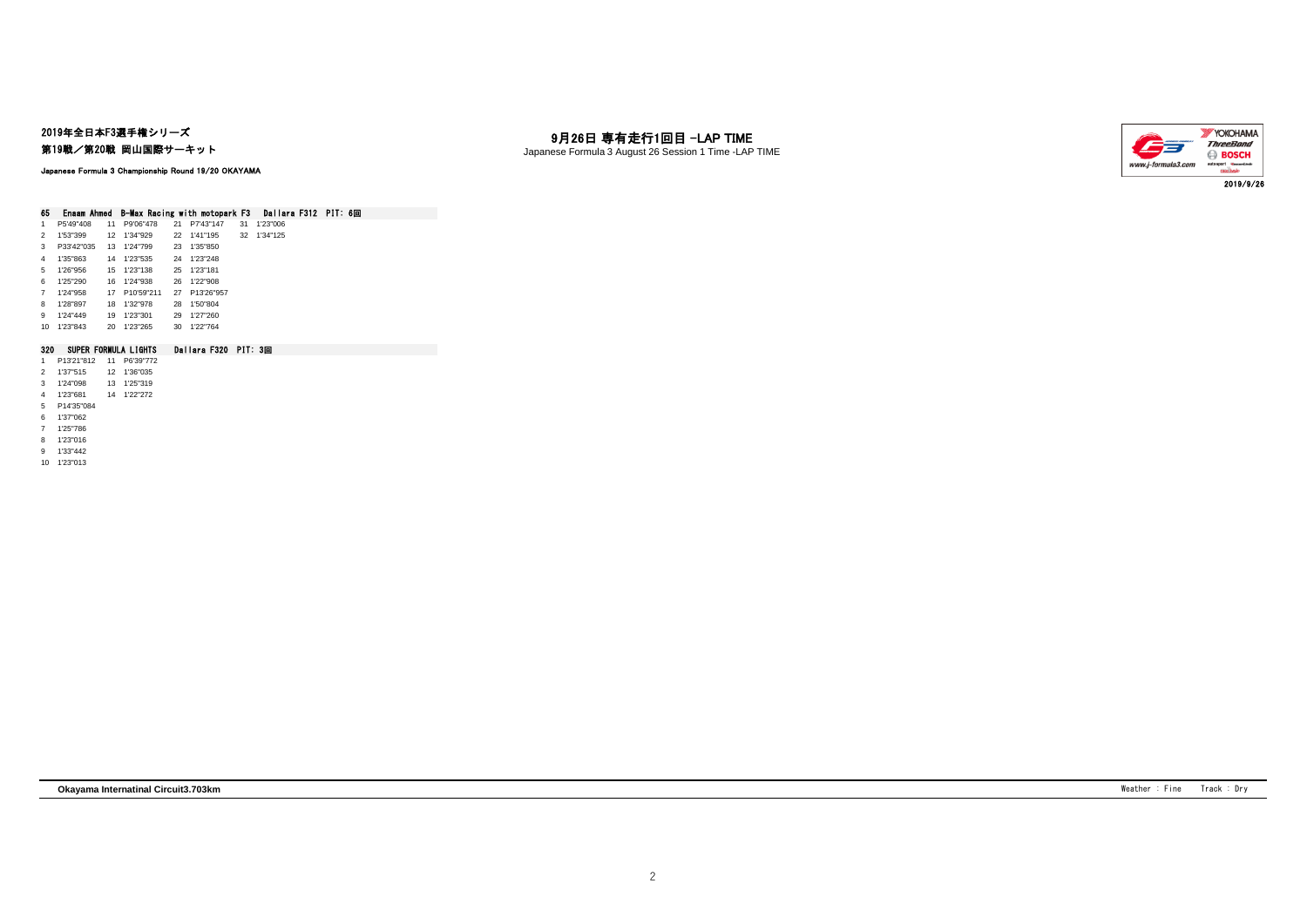2019年全日本F3選手権シリーズ

第19戦／第20戦 岡山国際サーキット

Japanese Formula 3 Championship Round 19/20 OKAYAMA

# 9月26日 専有走行1回目 -LAP TIME

Japanese Formula 3 August 26 Session 1 Time -LAP TIME

2019/9/26

**65 Enaam Ahmed B-Max Racing with motopark F3 Dallara F312 PIT: 6回**

| | | | | | | | |
|---|---|---|---|---|---|---|---|
| 1 | P5'49"408 | 11 | P9'06"478 | 21 | P7'43"147 | 31 | 1'23"006 |
| 2 | 1'53"399 | 12 | 1'34"929 | 22 | 1'41"195 | 32 | 1'34"125 |
| 3 | P33'42"035 | 13 | 1'24"799 | 23 | 1'35"850 | | |
| 4 | 1'35"863 | 14 | 1'23"535 | 24 | 1'23"248 | | |
| 5 | 1'26"956 | 15 | 1'23"138 | 25 | 1'23"181 | | |
| 6 | 1'25"290 | 16 | 1'24"938 | 26 | 1'22"908 | | |
| 7 | 1'24"958 | 17 | P10'59"211 | 27 | P13'26"957 | | |
| 8 | 1'28"897 | 18 | 1'32"978 | 28 | 1'50"804 | | |
| 9 | 1'24"449 | 19 | 1'23"301 | 29 | 1'27"260 | | |
| 10 | 1'23"843 | 20 | 1'23"265 | 30 | 1'22"764 | | |

**320 SUPER FORMULA LIGHTS Dallara F320 PIT: 3回**

| | | | |
|---|---|---|---|
| 1 | P13'21"812 | 11 | P6'39"772 |
| 2 | 1'37"515 | 12 | 1'36"035 |
| 3 | 1'24"098 | 13 | 1'25"319 |
| 4 | 1'23"681 | 14 | 1'22"272 |
| 5 | P14'35"084 | | |
| 6 | 1'37"062 | | |
| 7 | 1'25"786 | | |
| 8 | 1'23"016 | | |
| 9 | 1'33"442 | | |
| 10 | 1'23"013 | | |

**Okayama Internatinal Circuit3.703km** Weather : Fine Track : Dry